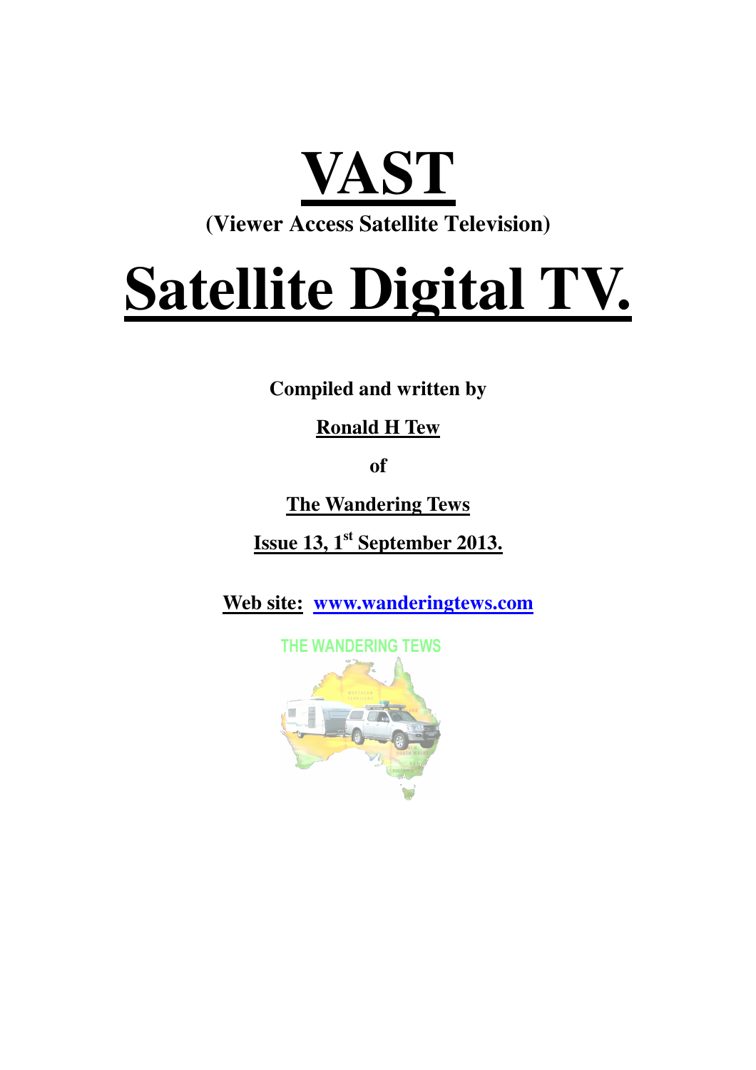# VAST

**(Viewer Access Satellite Television)**

# Satellite Digital TV.

**Compiled and written by**

**Ronald H Tew**

**of**

**The Wandering Tews**

**Issue 13, 1st September 2013.**

**Web site: www.wanderingtews.com**

THE WANDERING TEWS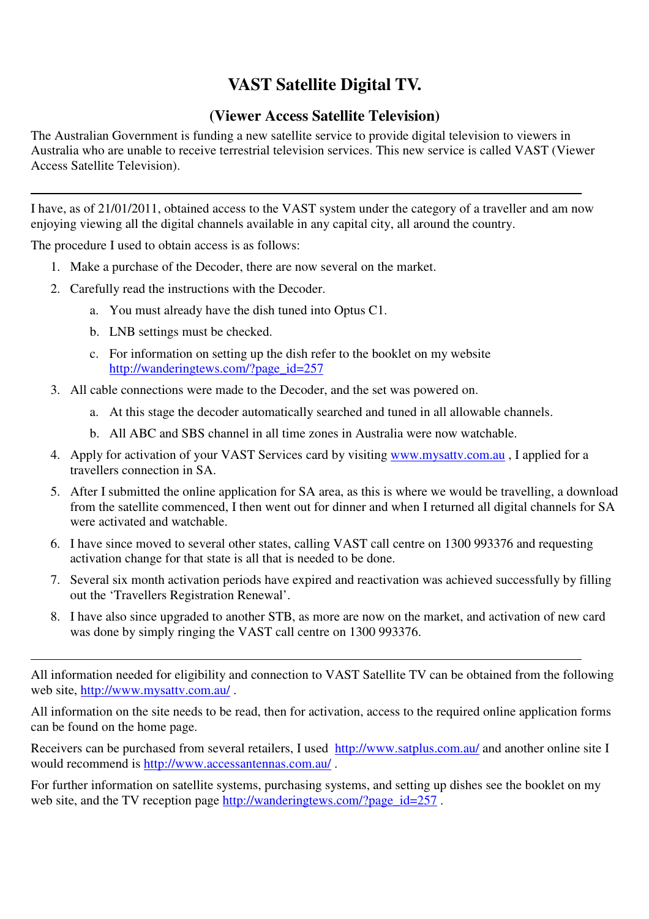# VAST Satellite Digital TV.

## (Viewer Access Satellite Television)

The Australian Government is funding a new satellite service to provide digital television to viewers in Australia who are unable to receive terrestrial television services. This new service is called VAST (Viewer Access Satellite Television).

---

I have, as of 21/01/2011, obtained access to the VAST system under the category of a traveller and am now enjoying viewing all the digital channels available in any capital city, all around the country.

The procedure I used to obtain access is as follows:

1. Make a purchase of the Decoder, there are now several on the market.
2. Carefully read the instructions with the Decoder.
   a. You must already have the dish tuned into Optus C1.
   b. LNB settings must be checked.
   c. For information on setting up the dish refer to the booklet on my website http://wanderingtews.com/?page_id=257
3. All cable connections were made to the Decoder, and the set was powered on.
   a. At this stage the decoder automatically searched and tuned in all allowable channels.
   b. All ABC and SBS channel in all time zones in Australia were now watchable.
4. Apply for activation of your VAST Services card by visiting www.mysattv.com.au , I applied for a travellers connection in SA.
5. After I submitted the online application for SA area, as this is where we would be travelling, a download from the satellite commenced, I then went out for dinner and when I returned all digital channels for SA were activated and watchable.
6. I have since moved to several other states, calling VAST call centre on 1300 993376 and requesting activation change for that state is all that is needed to be done.
7. Several six month activation periods have expired and reactivation was achieved successfully by filling out the 'Travellers Registration Renewal'.
8. I have also since upgraded to another STB, as more are now on the market, and activation of new card was done by simply ringing the VAST call centre on 1300 993376.

---

All information needed for eligibility and connection to VAST Satellite TV can be obtained from the following web site, http://www.mysattv.com.au/ .

All information on the site needs to be read, then for activation, access to the required online application forms can be found on the home page.

Receivers can be purchased from several retailers, I used http://www.satplus.com.au/ and another online site I would recommend is http://www.accessantennas.com.au/ .

For further information on satellite systems, purchasing systems, and setting up dishes see the booklet on my web site, and the TV reception page http://wanderingtews.com/?page_id=257 .